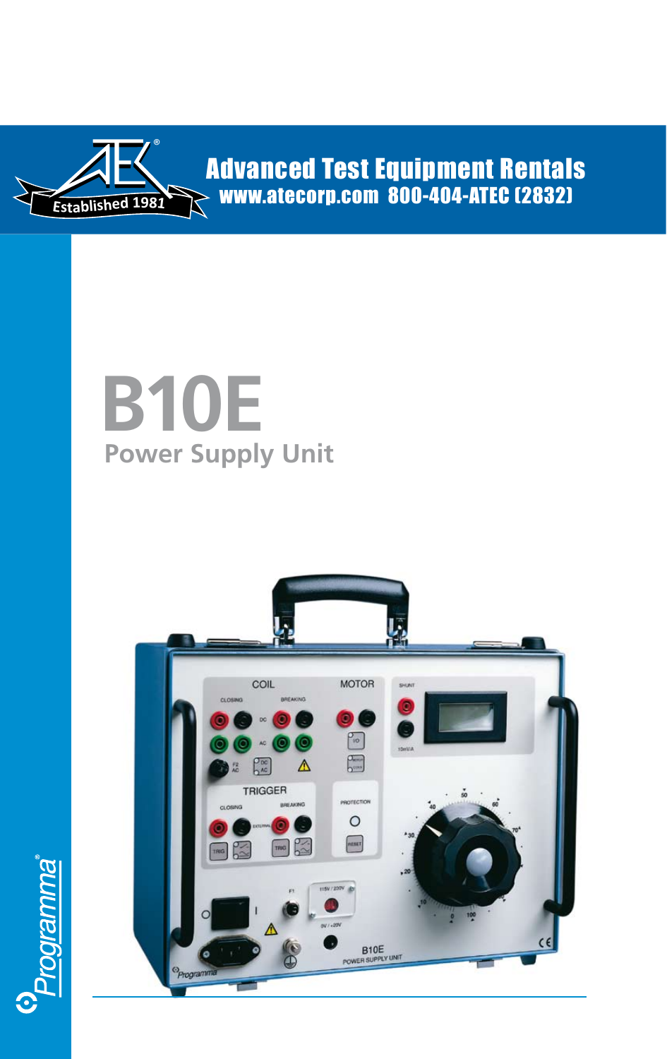Advanced Test Equipment Rentals
www.atecorp.com 800-404-ATEC (2832)

Established 1981

# B10E

## Power Supply Unit

Programma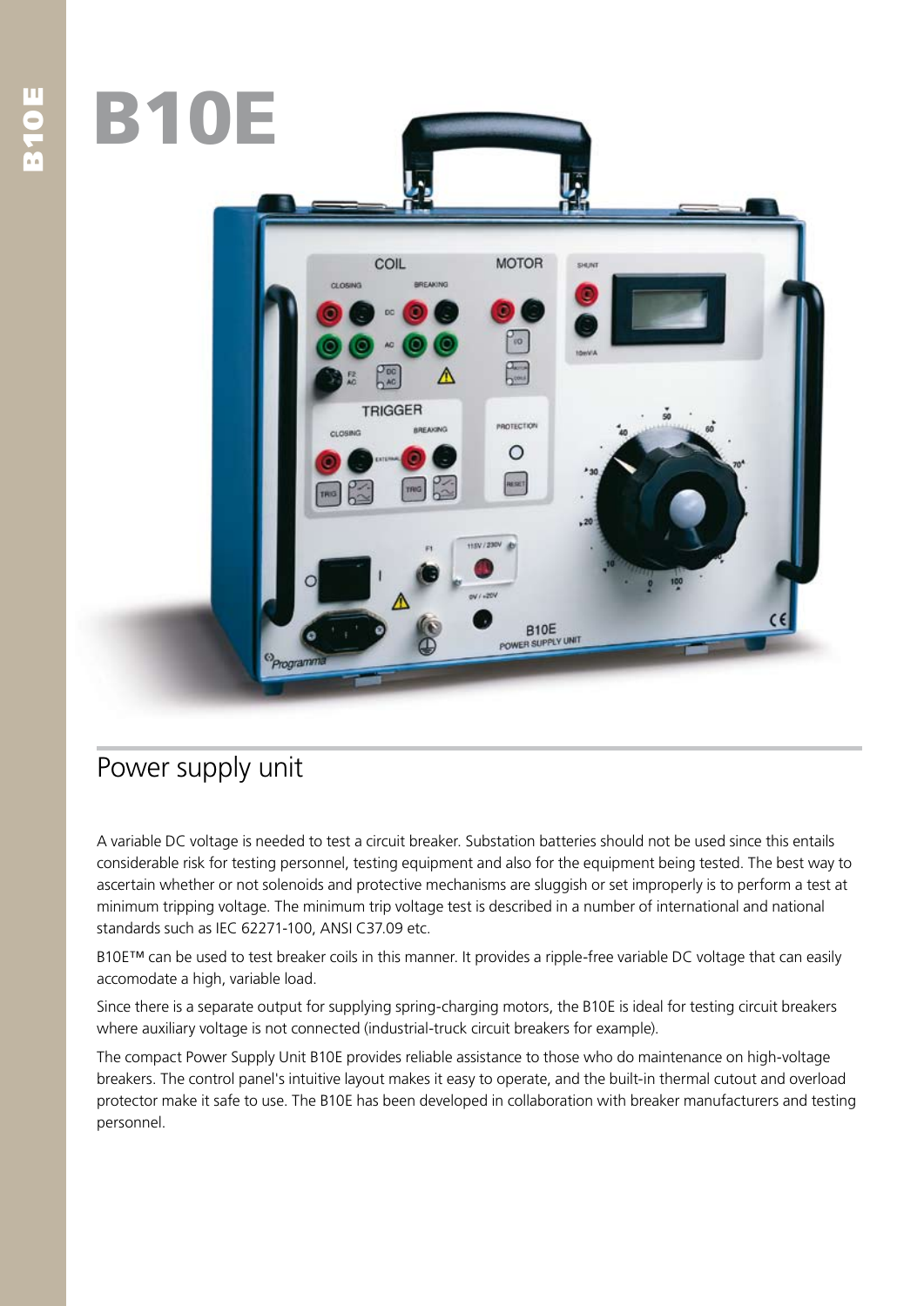# B10E

## Power supply unit

A variable DC voltage is needed to test a circuit breaker. Substation batteries should not be used since this entails considerable risk for testing personnel, testing equipment and also for the equipment being tested. The best way to ascertain whether or not solenoids and protective mechanisms are sluggish or set improperly is to perform a test at minimum tripping voltage. The minimum trip voltage test is described in a number of international and national standards such as IEC 62271-100, ANSI C37.09 etc.

B10E™ can be used to test breaker coils in this manner. It provides a ripple-free variable DC voltage that can easily accomodate a high, variable load.

Since there is a separate output for supplying spring-charging motors, the B10E is ideal for testing circuit breakers where auxiliary voltage is not connected (industrial-truck circuit breakers for example).

The compact Power Supply Unit B10E provides reliable assistance to those who do maintenance on high-voltage breakers. The control panel's intuitive layout makes it easy to operate, and the built-in thermal cutout and overload protector make it safe to use. The B10E has been developed in collaboration with breaker manufacturers and testing personnel.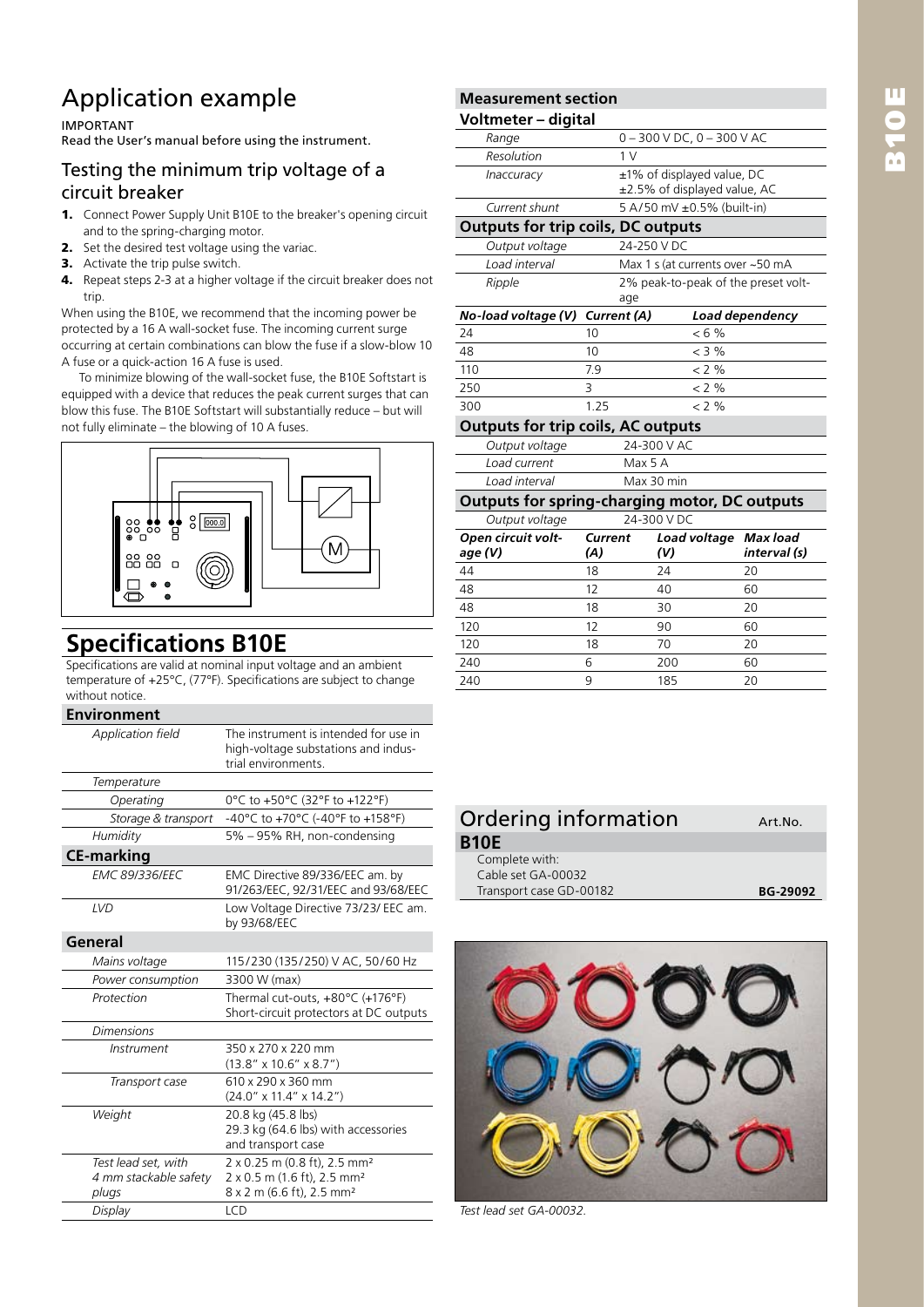# Application example

IMPORTANT
**Read the User's manual before using the instrument.**

## Testing the minimum trip voltage of a circuit breaker

1. Connect Power Supply Unit B10E to the breaker's opening circuit and to the spring-charging motor.
2. Set the desired test voltage using the variac.
3. Activate the trip pulse switch.
4. Repeat steps 2-3 at a higher voltage if the circuit breaker does not trip.

When using the B10E, we recommend that the incoming power be protected by a 16 A wall-socket fuse. The incoming current surge occurring at certain combinations can blow the fuse if a slow-blow 10 A fuse or a quick-action 16 A fuse is used.

To minimize blowing of the wall-socket fuse, the B10E Softstart is equipped with a device that reduces the peak current surges that can blow this fuse. The B10E Softstart will substantially reduce – but will not fully eliminate – the blowing of 10 A fuses.

# Specifications B10E

Specifications are valid at nominal input voltage and an ambient temperature of +25°C, (77°F). Specifications are subject to change without notice.

| Environment | |
|---|---|
| *Application field* | The instrument is intended for use in high-voltage substations and industrial environments. |
| *Temperature* | |
| *Operating* | 0°C to +50°C (32°F to +122°F) |
| *Storage & transport* | -40°C to +70°C (-40°F to +158°F) |
| *Humidity* | 5% – 95% RH, non-condensing |
| **CE-marking** | |
| *EMC 89/336/EEC* | EMC Directive 89/336/EEC am. by 91/263/EEC, 92/31/EEC and 93/68/EEC |
| *LVD* | Low Voltage Directive 73/23/ EEC am. by 93/68/EEC |
| **General** | |
| *Mains voltage* | 115/230 (135/250) V AC, 50/60 Hz |
| *Power consumption* | 3300 W (max) |
| *Protection* | Thermal cut-outs, +80°C (+176°F) Short-circuit protectors at DC outputs |
| *Dimensions* | |
| *Instrument* | 350 x 270 x 220 mm (13.8" x 10.6" x 8.7") |
| *Transport case* | 610 x 290 x 360 mm (24.0" x 11.4" x 14.2") |
| *Weight* | 20.8 kg (45.8 lbs) 29.3 kg (64.6 lbs) with accessories and transport case |
| *Test lead set, with 4 mm stackable safety plugs* | 2 x 0.25 m (0.8 ft), 2.5 mm² 2 x 0.5 m (1.6 ft), 2.5 mm² 8 x 2 m (6.6 ft), 2.5 mm² |
| *Display* | LCD |

| Measurement section | |
|---|---|
| **Voltmeter – digital** | |
| *Range* | 0 – 300 V DC, 0 – 300 V AC |
| *Resolution* | 1 V |
| *Inaccuracy* | ±1% of displayed value, DC ±2.5% of displayed value, AC |
| *Current shunt* | 5 A/50 mV ±0.5% (built-in) |
| **Outputs for trip coils, DC outputs** | |
| *Output voltage* | 24-250 V DC |
| *Load interval* | Max 1 s (at currents over ~50 mA |
| *Ripple* | 2% peak-to-peak of the preset voltage |

| *No-load voltage (V)* | *Current (A)* | *Load dependency* |
|---|---|---|
| 24 | 10 | < 6 % |
| 48 | 10 | < 3 % |
| 110 | 7.9 | < 2 % |
| 250 | 3 | < 2 % |
| 300 | 1.25 | < 2 % |

| Outputs for trip coils, AC outputs | |
|---|---|
| *Output voltage* | 24-300 V AC |
| *Load current* | Max 5 A |
| *Load interval* | Max 30 min |
| **Outputs for spring-charging motor, DC outputs** | |
| *Output voltage* | 24-300 V DC |

| *Open circuit voltage (V)* | *Current (A)* | *Load voltage (V)* | *Max load interval (s)* |
|---|---|---|---|
| 44 | 18 | 24 | 20 |
| 48 | 12 | 40 | 60 |
| 48 | 18 | 30 | 20 |
| 120 | 12 | 90 | 60 |
| 120 | 18 | 70 | 20 |
| 240 | 6 | 200 | 60 |
| 240 | 9 | 185 | 20 |

## Ordering information

| **B10E** | Art.No. |
|---|---|
| Complete with: Cable set GA-00032 Transport case GD-00182 | **BG-29092** |

Test lead set GA-00032.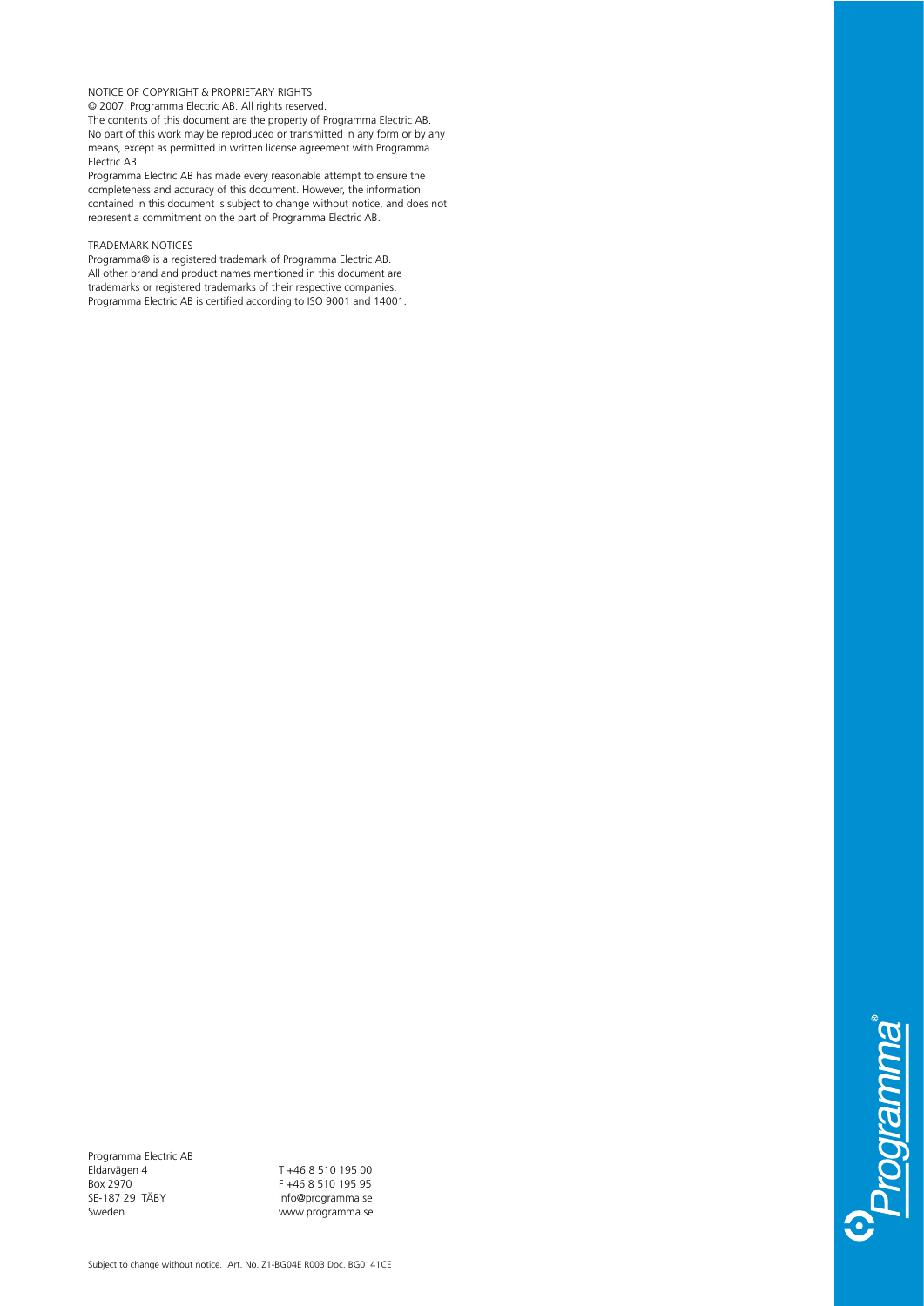NOTICE OF COPYRIGHT & PROPRIETARY RIGHTS

© 2007, Programma Electric AB. All rights reserved.

The contents of this document are the property of Programma Electric AB. No part of this work may be reproduced or transmitted in any form or by any means, except as permitted in written license agreement with Programma Electric AB.

Programma Electric AB has made every reasonable attempt to ensure the completeness and accuracy of this document. However, the information contained in this document is subject to change without notice, and does not represent a commitment on the part of Programma Electric AB.

TRADEMARK NOTICES

Programma® is a registered trademark of Programma Electric AB. All other brand and product names mentioned in this document are trademarks or registered trademarks of their respective companies.

Programma Electric AB is certified according to ISO 9001 and 14001.

Programma Electric AB
Eldarvägen 4
Box 2970
SE-187 29 TÄBY
Sweden

T +46 8 510 195 00
F +46 8 510 195 95
info@programma.se
www.programma.se

Programma®

Subject to change without notice. Art. No. Z1-BG04E R003 Doc. BG0141CE